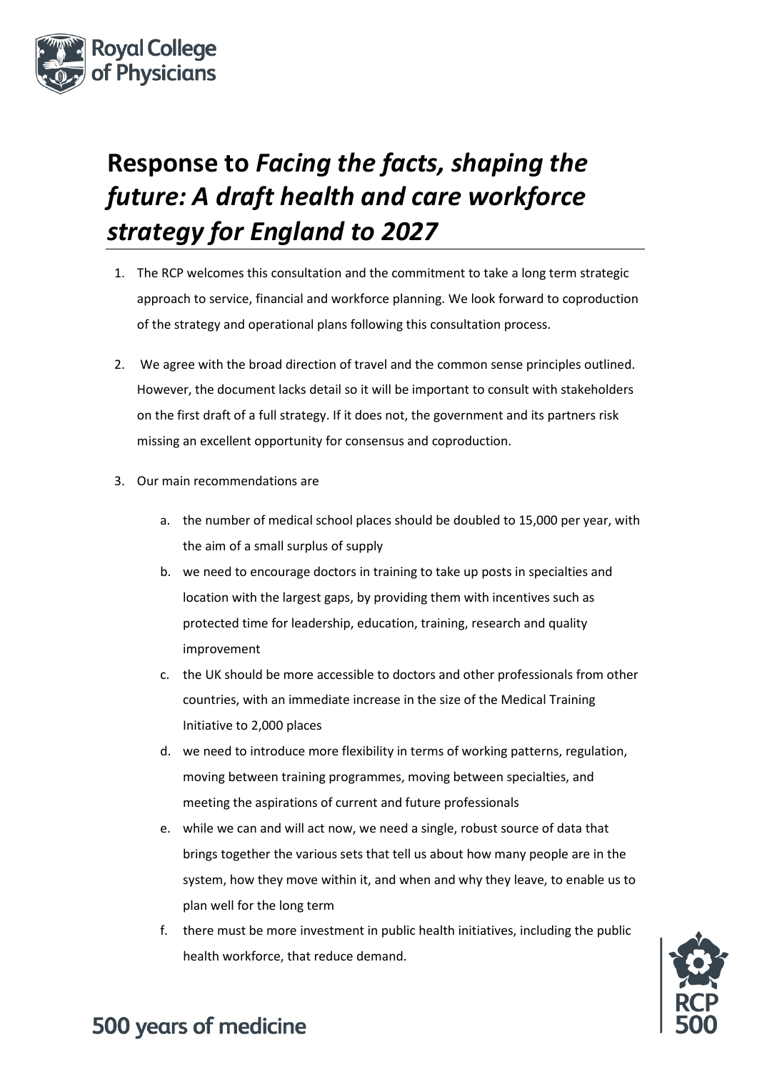# Response to *Facing the facts, shaping the future: A draft health and care workforce strategy for England to 2027*

1. The RCP welcomes this consultation and the commitment to take a long term strategic approach to service, financial and workforce planning. We look forward to coproduction of the strategy and operational plans following this consultation process.

2. We agree with the broad direction of travel and the common sense principles outlined. However, the document lacks detail so it will be important to consult with stakeholders on the first draft of a full strategy. If it does not, the government and its partners risk missing an excellent opportunity for consensus and coproduction.

3. Our main recommendations are

   a. the number of medical school places should be doubled to 15,000 per year, with the aim of a small surplus of supply

   b. we need to encourage doctors in training to take up posts in specialties and location with the largest gaps, by providing them with incentives such as protected time for leadership, education, training, research and quality improvement

   c. the UK should be more accessible to doctors and other professionals from other countries, with an immediate increase in the size of the Medical Training Initiative to 2,000 places

   d. we need to introduce more flexibility in terms of working patterns, regulation, moving between training programmes, moving between specialties, and meeting the aspirations of current and future professionals

   e. while we can and will act now, we need a single, robust source of data that brings together the various sets that tell us about how many people are in the system, how they move within it, and when and why they leave, to enable us to plan well for the long term

   f. there must be more investment in public health initiatives, including the public health workforce, that reduce demand.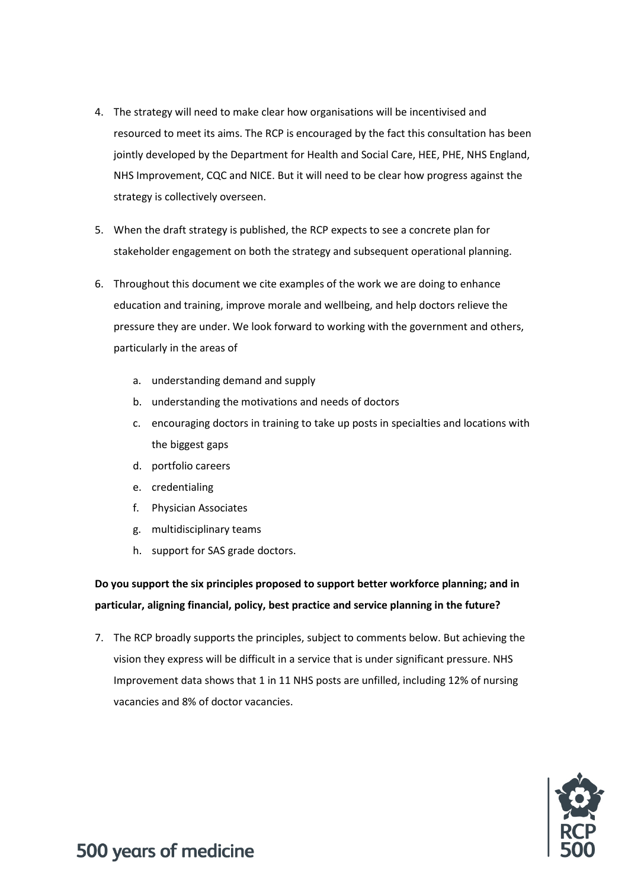4. The strategy will need to make clear how organisations will be incentivised and resourced to meet its aims. The RCP is encouraged by the fact this consultation has been jointly developed by the Department for Health and Social Care, HEE, PHE, NHS England, NHS Improvement, CQC and NICE. But it will need to be clear how progress against the strategy is collectively overseen.

5. When the draft strategy is published, the RCP expects to see a concrete plan for stakeholder engagement on both the strategy and subsequent operational planning.

6. Throughout this document we cite examples of the work we are doing to enhance education and training, improve morale and wellbeing, and help doctors relieve the pressure they are under. We look forward to working with the government and others, particularly in the areas of

    a. understanding demand and supply
    b. understanding the motivations and needs of doctors
    c. encouraging doctors in training to take up posts in specialties and locations with the biggest gaps
    d. portfolio careers
    e. credentialing
    f. Physician Associates
    g. multidisciplinary teams
    h. support for SAS grade doctors.

**Do you support the six principles proposed to support better workforce planning; and in particular, aligning financial, policy, best practice and service planning in the future?**

7. The RCP broadly supports the principles, subject to comments below. But achieving the vision they express will be difficult in a service that is under significant pressure. NHS Improvement data shows that 1 in 11 NHS posts are unfilled, including 12% of nursing vacancies and 8% of doctor vacancies.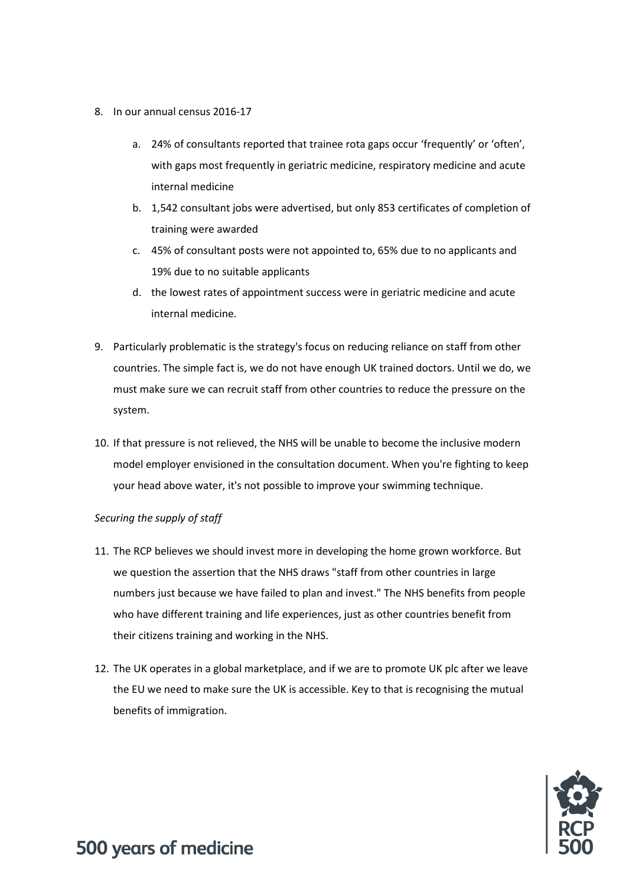8. In our annual census 2016-17

    a. 24% of consultants reported that trainee rota gaps occur 'frequently' or 'often', with gaps most frequently in geriatric medicine, respiratory medicine and acute internal medicine

    b. 1,542 consultant jobs were advertised, but only 853 certificates of completion of training were awarded

    c. 45% of consultant posts were not appointed to, 65% due to no applicants and 19% due to no suitable applicants

    d. the lowest rates of appointment success were in geriatric medicine and acute internal medicine.

9. Particularly problematic is the strategy's focus on reducing reliance on staff from other countries. The simple fact is, we do not have enough UK trained doctors. Until we do, we must make sure we can recruit staff from other countries to reduce the pressure on the system.

10. If that pressure is not relieved, the NHS will be unable to become the inclusive modern model employer envisioned in the consultation document. When you're fighting to keep your head above water, it's not possible to improve your swimming technique.

*Securing the supply of staff*

11. The RCP believes we should invest more in developing the home grown workforce. But we question the assertion that the NHS draws "staff from other countries in large numbers just because we have failed to plan and invest." The NHS benefits from people who have different training and life experiences, just as other countries benefit from their citizens training and working in the NHS.

12. The UK operates in a global marketplace, and if we are to promote UK plc after we leave the EU we need to make sure the UK is accessible. Key to that is recognising the mutual benefits of immigration.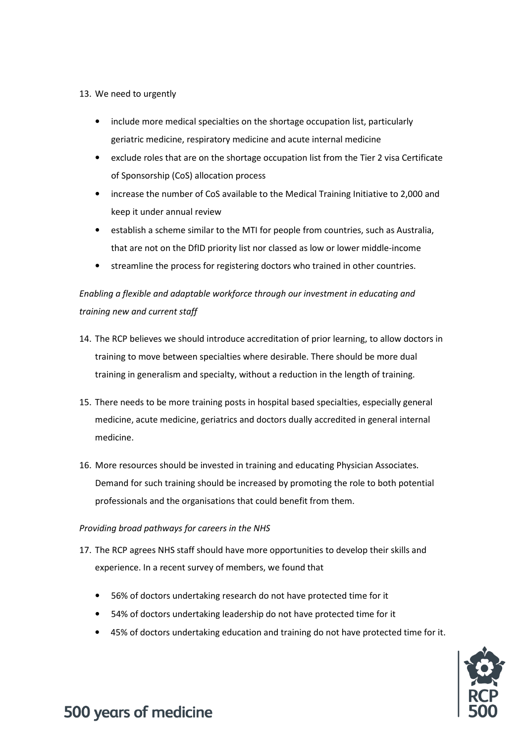13. We need to urgently

    - include more medical specialties on the shortage occupation list, particularly geriatric medicine, respiratory medicine and acute internal medicine
    - exclude roles that are on the shortage occupation list from the Tier 2 visa Certificate of Sponsorship (CoS) allocation process
    - increase the number of CoS available to the Medical Training Initiative to 2,000 and keep it under annual review
    - establish a scheme similar to the MTI for people from countries, such as Australia, that are not on the DfID priority list nor classed as low or lower middle-income
    - streamline the process for registering doctors who trained in other countries.

*Enabling a flexible and adaptable workforce through our investment in educating and training new and current staff*

14. The RCP believes we should introduce accreditation of prior learning, to allow doctors in training to move between specialties where desirable. There should be more dual training in generalism and specialty, without a reduction in the length of training.

15. There needs to be more training posts in hospital based specialties, especially general medicine, acute medicine, geriatrics and doctors dually accredited in general internal medicine.

16. More resources should be invested in training and educating Physician Associates. Demand for such training should be increased by promoting the role to both potential professionals and the organisations that could benefit from them.

*Providing broad pathways for careers in the NHS*

17. The RCP agrees NHS staff should have more opportunities to develop their skills and experience. In a recent survey of members, we found that

    - 56% of doctors undertaking research do not have protected time for it
    - 54% of doctors undertaking leadership do not have protected time for it
    - 45% of doctors undertaking education and training do not have protected time for it.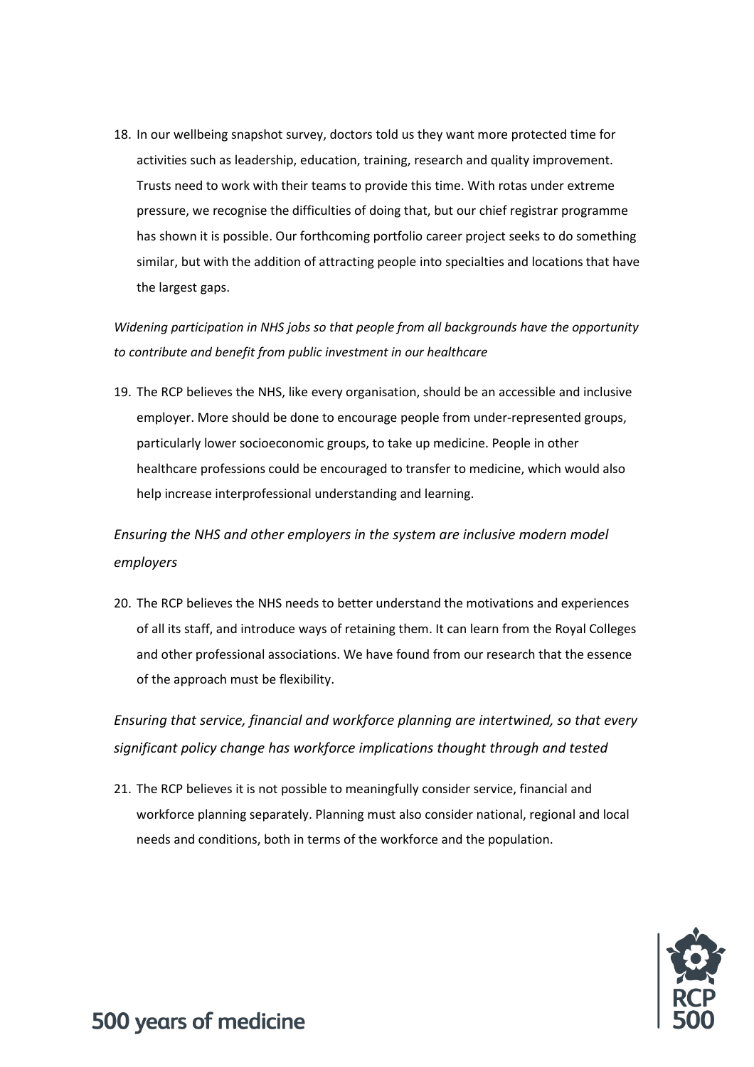18. In our wellbeing snapshot survey, doctors told us they want more protected time for activities such as leadership, education, training, research and quality improvement. Trusts need to work with their teams to provide this time. With rotas under extreme pressure, we recognise the difficulties of doing that, but our chief registrar programme has shown it is possible. Our forthcoming portfolio career project seeks to do something similar, but with the addition of attracting people into specialties and locations that have the largest gaps.

*Widening participation in NHS jobs so that people from all backgrounds have the opportunity to contribute and benefit from public investment in our healthcare*

19. The RCP believes the NHS, like every organisation, should be an accessible and inclusive employer. More should be done to encourage people from under-represented groups, particularly lower socioeconomic groups, to take up medicine. People in other healthcare professions could be encouraged to transfer to medicine, which would also help increase interprofessional understanding and learning.

*Ensuring the NHS and other employers in the system are inclusive modern model employers*

20. The RCP believes the NHS needs to better understand the motivations and experiences of all its staff, and introduce ways of retaining them. It can learn from the Royal Colleges and other professional associations. We have found from our research that the essence of the approach must be flexibility.

*Ensuring that service, financial and workforce planning are intertwined, so that every significant policy change has workforce implications thought through and tested*

21. The RCP believes it is not possible to meaningfully consider service, financial and workforce planning separately. Planning must also consider national, regional and local needs and conditions, both in terms of the workforce and the population.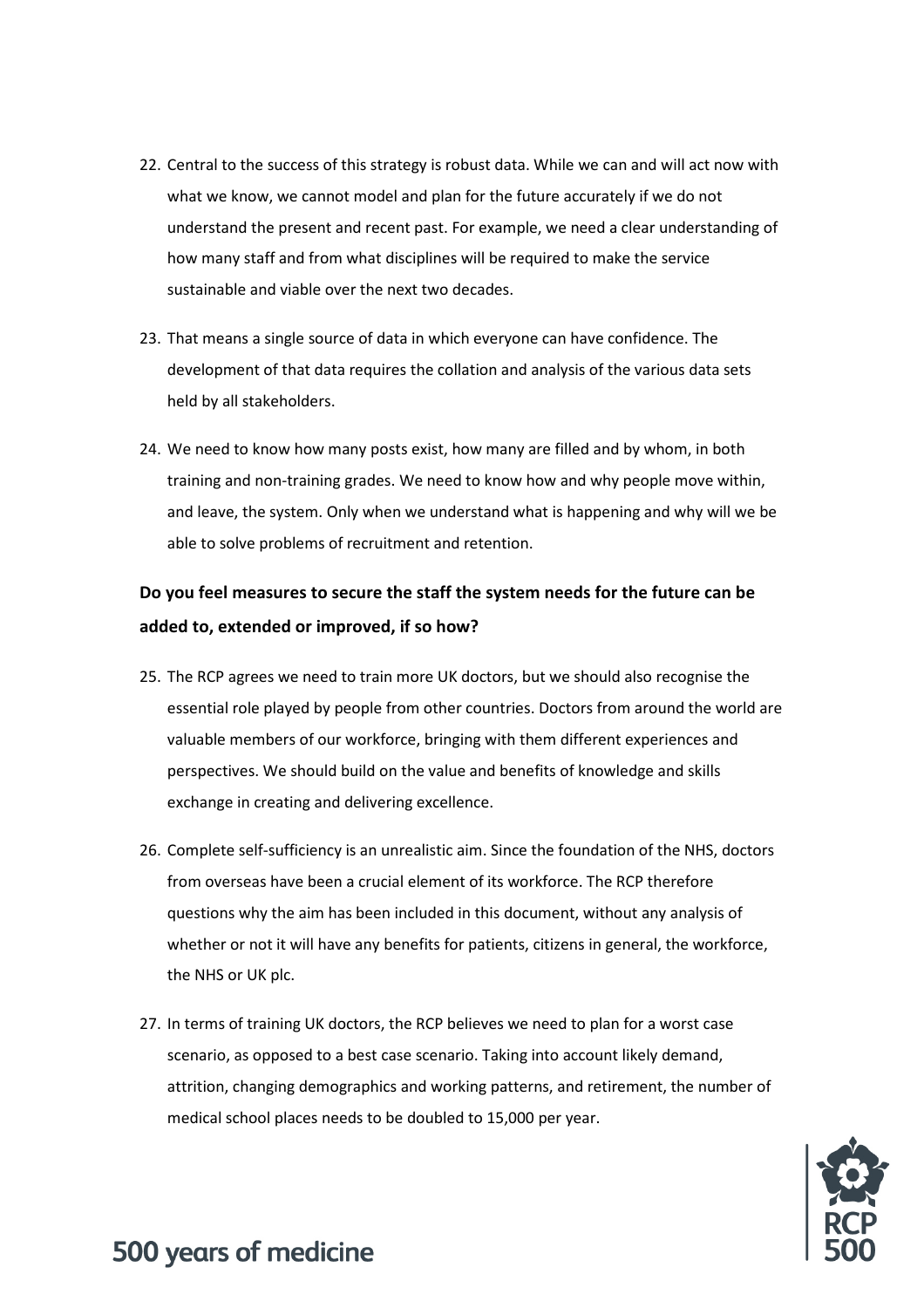22. Central to the success of this strategy is robust data. While we can and will act now with what we know, we cannot model and plan for the future accurately if we do not understand the present and recent past. For example, we need a clear understanding of how many staff and from what disciplines will be required to make the service sustainable and viable over the next two decades.

23. That means a single source of data in which everyone can have confidence. The development of that data requires the collation and analysis of the various data sets held by all stakeholders.

24. We need to know how many posts exist, how many are filled and by whom, in both training and non-training grades. We need to know how and why people move within, and leave, the system. Only when we understand what is happening and why will we be able to solve problems of recruitment and retention.

**Do you feel measures to secure the staff the system needs for the future can be added to, extended or improved, if so how?**

25. The RCP agrees we need to train more UK doctors, but we should also recognise the essential role played by people from other countries. Doctors from around the world are valuable members of our workforce, bringing with them different experiences and perspectives. We should build on the value and benefits of knowledge and skills exchange in creating and delivering excellence.

26. Complete self-sufficiency is an unrealistic aim. Since the foundation of the NHS, doctors from overseas have been a crucial element of its workforce. The RCP therefore questions why the aim has been included in this document, without any analysis of whether or not it will have any benefits for patients, citizens in general, the workforce, the NHS or UK plc.

27. In terms of training UK doctors, the RCP believes we need to plan for a worst case scenario, as opposed to a best case scenario. Taking into account likely demand, attrition, changing demographics and working patterns, and retirement, the number of medical school places needs to be doubled to 15,000 per year.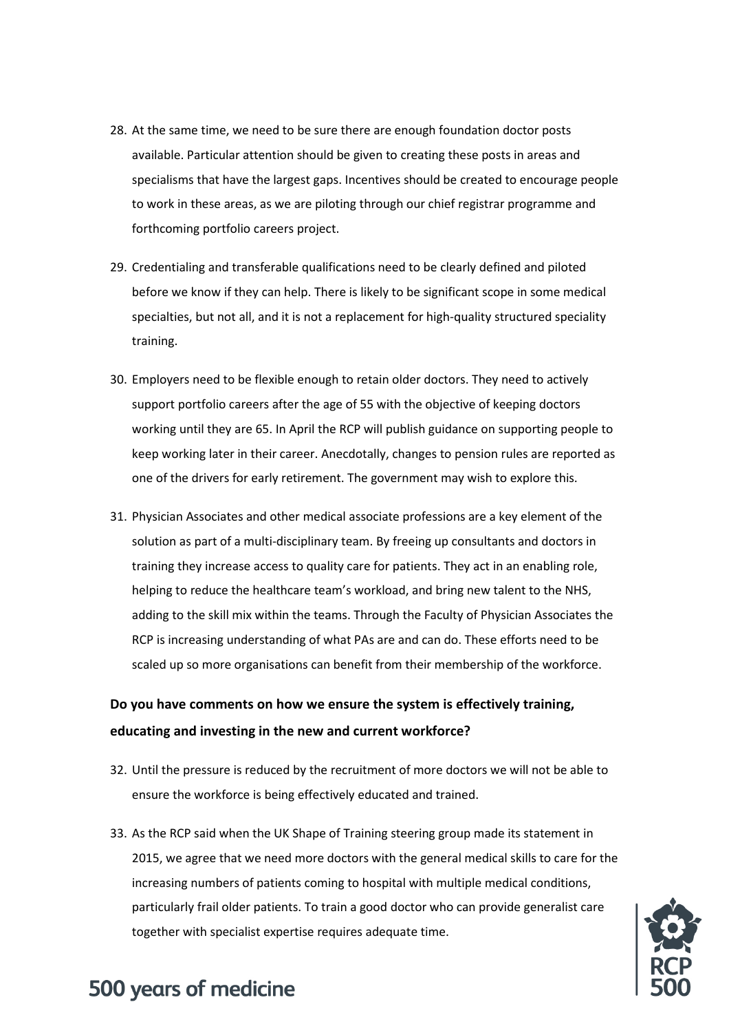28. At the same time, we need to be sure there are enough foundation doctor posts available. Particular attention should be given to creating these posts in areas and specialisms that have the largest gaps. Incentives should be created to encourage people to work in these areas, as we are piloting through our chief registrar programme and forthcoming portfolio careers project.

29. Credentialing and transferable qualifications need to be clearly defined and piloted before we know if they can help. There is likely to be significant scope in some medical specialties, but not all, and it is not a replacement for high-quality structured speciality training.

30. Employers need to be flexible enough to retain older doctors. They need to actively support portfolio careers after the age of 55 with the objective of keeping doctors working until they are 65. In April the RCP will publish guidance on supporting people to keep working later in their career. Anecdotally, changes to pension rules are reported as one of the drivers for early retirement. The government may wish to explore this.

31. Physician Associates and other medical associate professions are a key element of the solution as part of a multi-disciplinary team. By freeing up consultants and doctors in training they increase access to quality care for patients. They act in an enabling role, helping to reduce the healthcare team's workload, and bring new talent to the NHS, adding to the skill mix within the teams. Through the Faculty of Physician Associates the RCP is increasing understanding of what PAs are and can do. These efforts need to be scaled up so more organisations can benefit from their membership of the workforce.

**Do you have comments on how we ensure the system is effectively training, educating and investing in the new and current workforce?**

32. Until the pressure is reduced by the recruitment of more doctors we will not be able to ensure the workforce is being effectively educated and trained.

33. As the RCP said when the UK Shape of Training steering group made its statement in 2015, we agree that we need more doctors with the general medical skills to care for the increasing numbers of patients coming to hospital with multiple medical conditions, particularly frail older patients. To train a good doctor who can provide generalist care together with specialist expertise requires adequate time.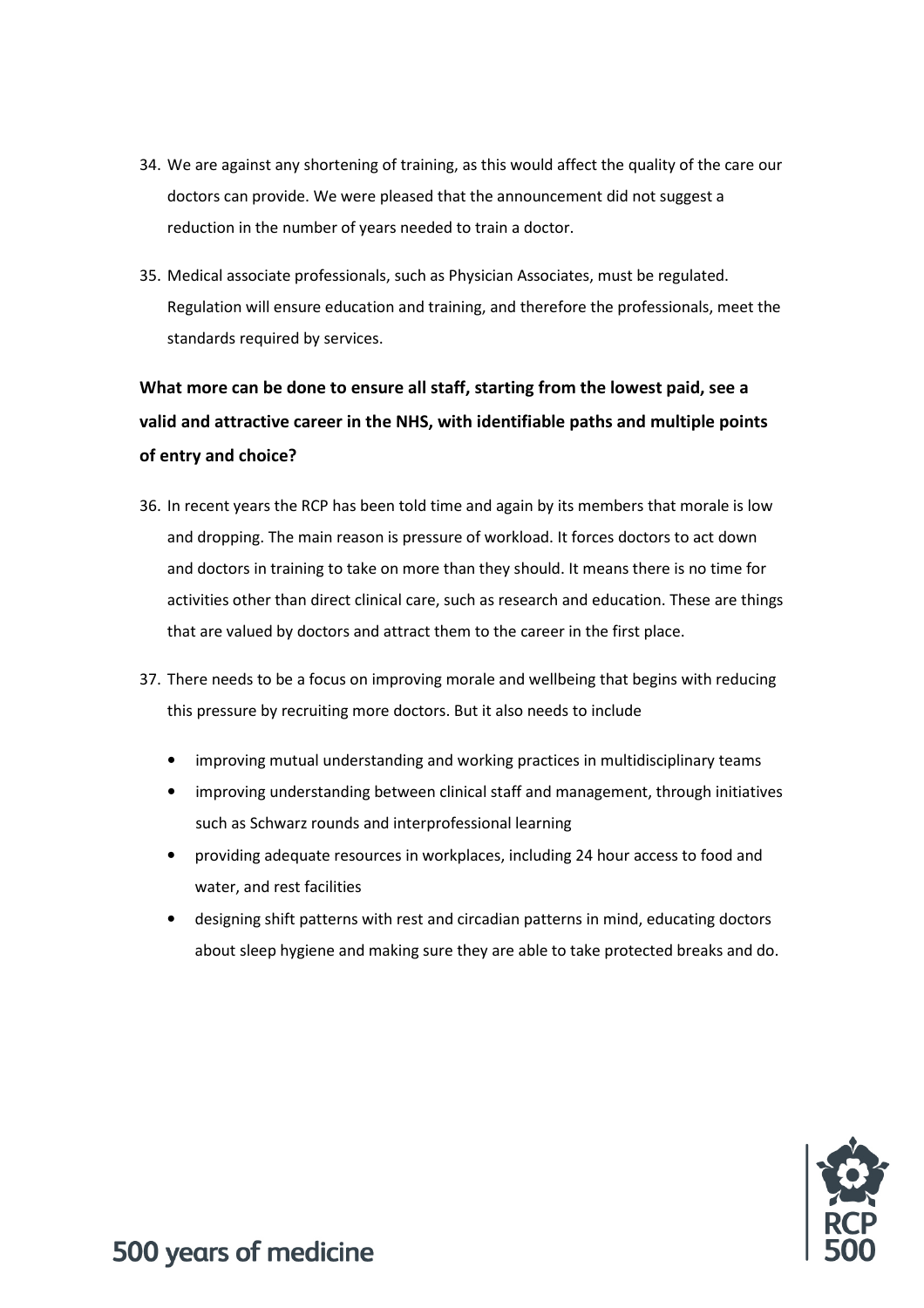34. We are against any shortening of training, as this would affect the quality of the care our doctors can provide. We were pleased that the announcement did not suggest a reduction in the number of years needed to train a doctor.

35. Medical associate professionals, such as Physician Associates, must be regulated. Regulation will ensure education and training, and therefore the professionals, meet the standards required by services.

**What more can be done to ensure all staff, starting from the lowest paid, see a valid and attractive career in the NHS, with identifiable paths and multiple points of entry and choice?**

36. In recent years the RCP has been told time and again by its members that morale is low and dropping. The main reason is pressure of workload. It forces doctors to act down and doctors in training to take on more than they should. It means there is no time for activities other than direct clinical care, such as research and education. These are things that are valued by doctors and attract them to the career in the first place.

37. There needs to be a focus on improving morale and wellbeing that begins with reducing this pressure by recruiting more doctors. But it also needs to include

    - improving mutual understanding and working practices in multidisciplinary teams
    - improving understanding between clinical staff and management, through initiatives such as Schwarz rounds and interprofessional learning
    - providing adequate resources in workplaces, including 24 hour access to food and water, and rest facilities
    - designing shift patterns with rest and circadian patterns in mind, educating doctors about sleep hygiene and making sure they are able to take protected breaks and do.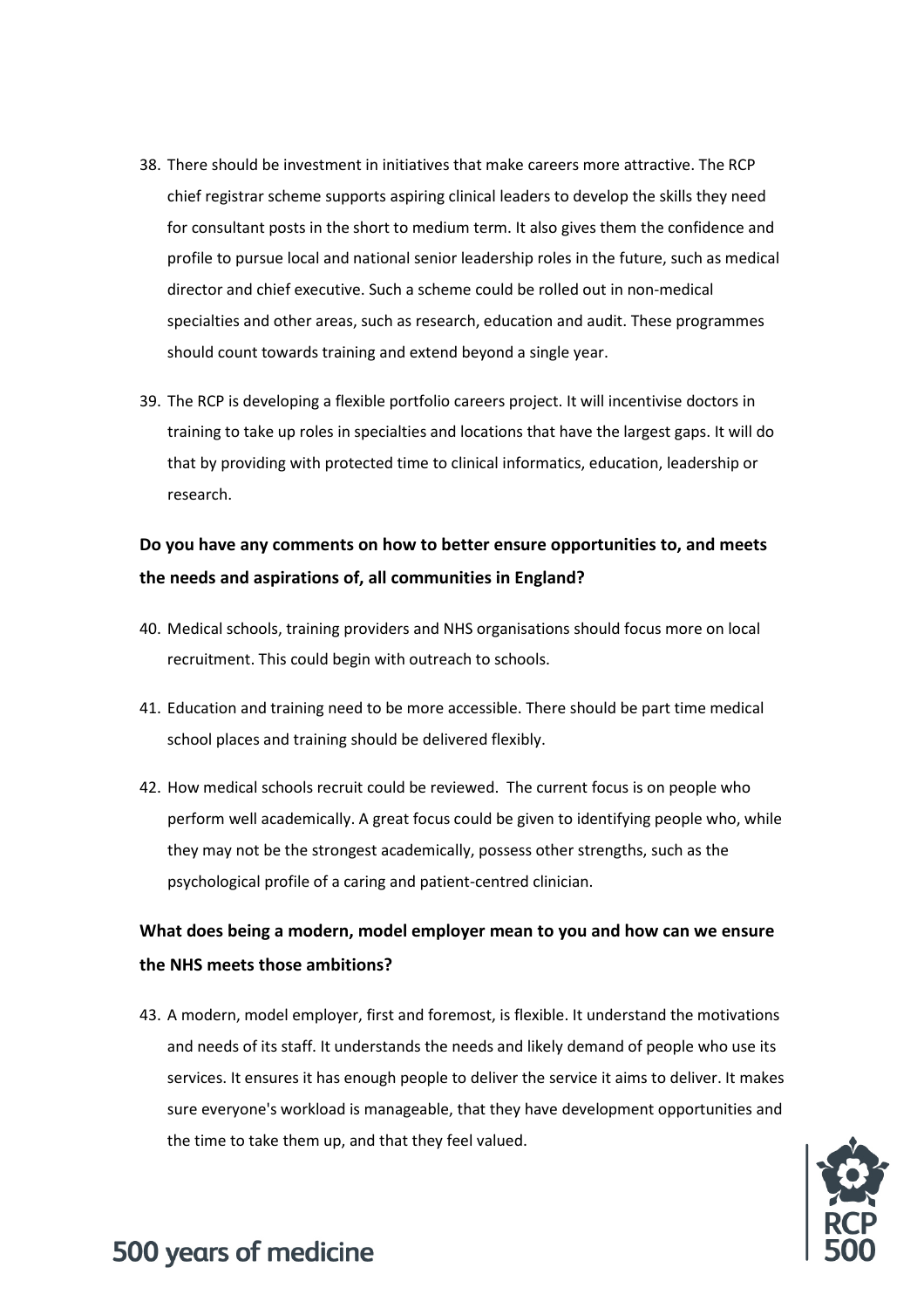38. There should be investment in initiatives that make careers more attractive. The RCP chief registrar scheme supports aspiring clinical leaders to develop the skills they need for consultant posts in the short to medium term. It also gives them the confidence and profile to pursue local and national senior leadership roles in the future, such as medical director and chief executive. Such a scheme could be rolled out in non-medical specialties and other areas, such as research, education and audit. These programmes should count towards training and extend beyond a single year.

39. The RCP is developing a flexible portfolio careers project. It will incentivise doctors in training to take up roles in specialties and locations that have the largest gaps. It will do that by providing with protected time to clinical informatics, education, leadership or research.

**Do you have any comments on how to better ensure opportunities to, and meets the needs and aspirations of, all communities in England?**

40. Medical schools, training providers and NHS organisations should focus more on local recruitment. This could begin with outreach to schools.

41. Education and training need to be more accessible. There should be part time medical school places and training should be delivered flexibly.

42. How medical schools recruit could be reviewed. The current focus is on people who perform well academically. A great focus could be given to identifying people who, while they may not be the strongest academically, possess other strengths, such as the psychological profile of a caring and patient-centred clinician.

**What does being a modern, model employer mean to you and how can we ensure the NHS meets those ambitions?**

43. A modern, model employer, first and foremost, is flexible. It understand the motivations and needs of its staff. It understands the needs and likely demand of people who use its services. It ensures it has enough people to deliver the service it aims to deliver. It makes sure everyone's workload is manageable, that they have development opportunities and the time to take them up, and that they feel valued.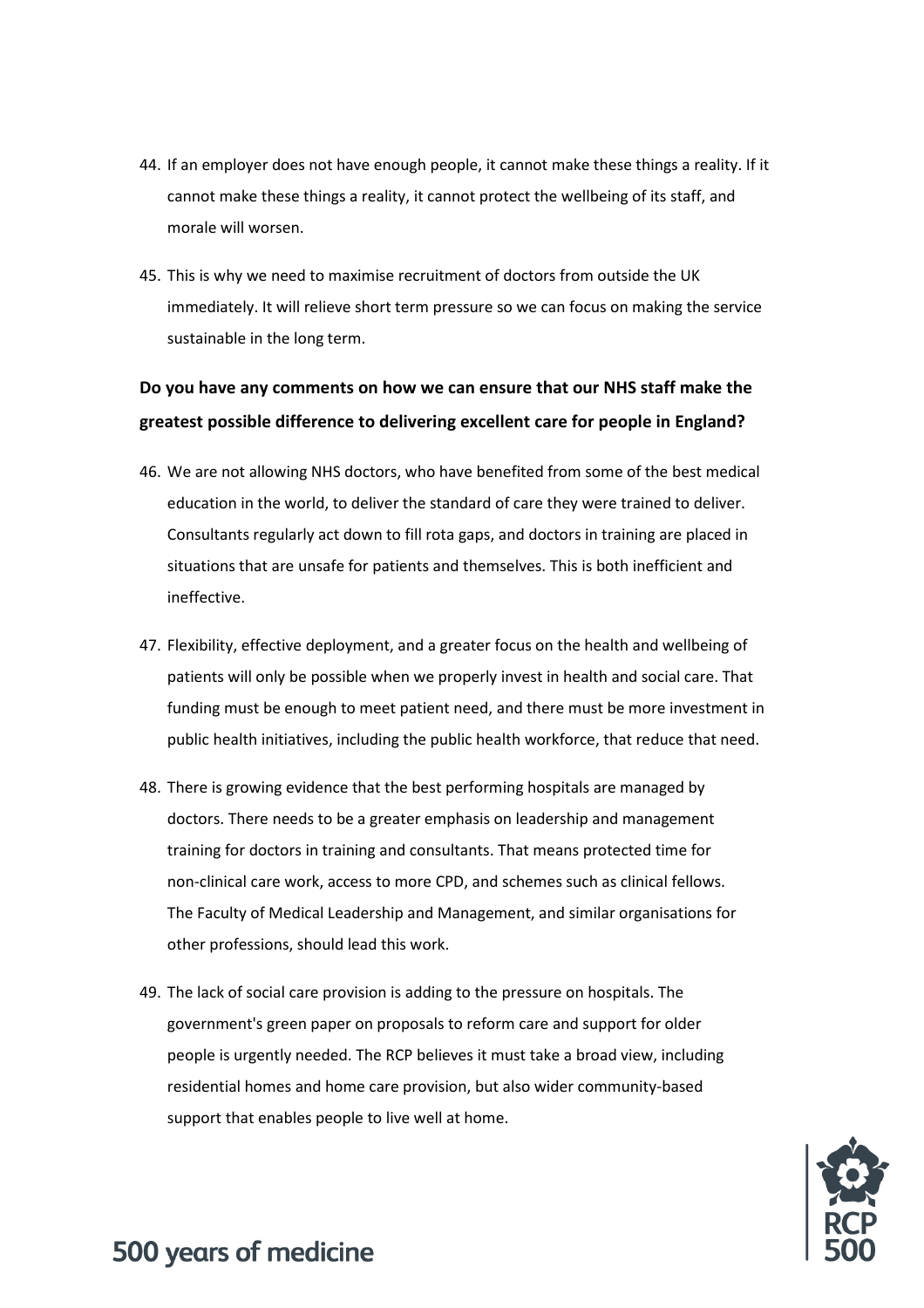44. If an employer does not have enough people, it cannot make these things a reality. If it cannot make these things a reality, it cannot protect the wellbeing of its staff, and morale will worsen.
45. This is why we need to maximise recruitment of doctors from outside the UK immediately. It will relieve short term pressure so we can focus on making the service sustainable in the long term.

**Do you have any comments on how we can ensure that our NHS staff make the greatest possible difference to delivering excellent care for people in England?**

46. We are not allowing NHS doctors, who have benefited from some of the best medical education in the world, to deliver the standard of care they were trained to deliver. Consultants regularly act down to fill rota gaps, and doctors in training are placed in situations that are unsafe for patients and themselves. This is both inefficient and ineffective.
47. Flexibility, effective deployment, and a greater focus on the health and wellbeing of patients will only be possible when we properly invest in health and social care. That funding must be enough to meet patient need, and there must be more investment in public health initiatives, including the public health workforce, that reduce that need.
48. There is growing evidence that the best performing hospitals are managed by doctors. There needs to be a greater emphasis on leadership and management training for doctors in training and consultants. That means protected time for non-clinical care work, access to more CPD, and schemes such as clinical fellows. The Faculty of Medical Leadership and Management, and similar organisations for other professions, should lead this work.
49. The lack of social care provision is adding to the pressure on hospitals. The government's green paper on proposals to reform care and support for older people is urgently needed. The RCP believes it must take a broad view, including residential homes and home care provision, but also wider community-based support that enables people to live well at home.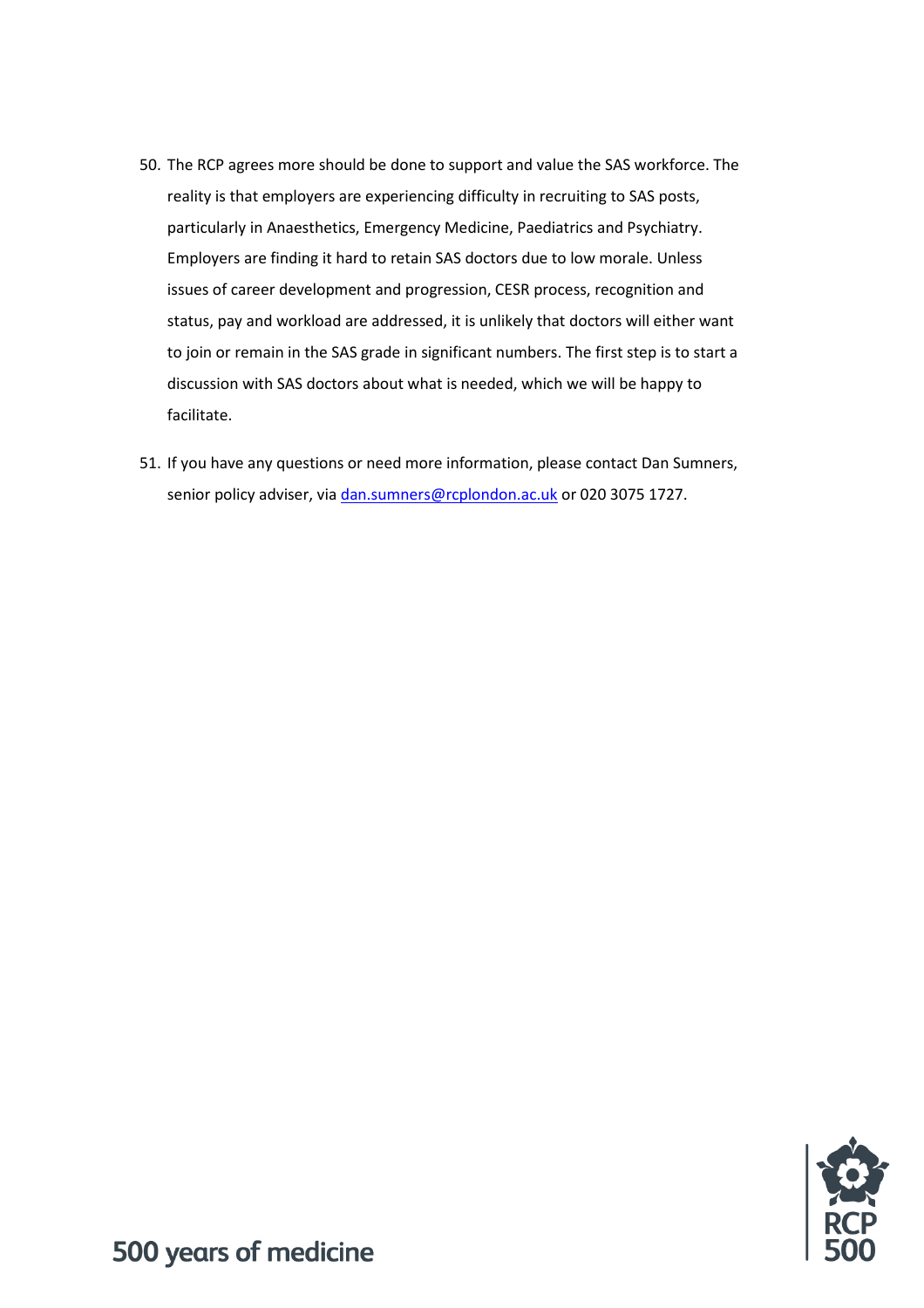50. The RCP agrees more should be done to support and value the SAS workforce. The reality is that employers are experiencing difficulty in recruiting to SAS posts, particularly in Anaesthetics, Emergency Medicine, Paediatrics and Psychiatry. Employers are finding it hard to retain SAS doctors due to low morale. Unless issues of career development and progression, CESR process, recognition and status, pay and workload are addressed, it is unlikely that doctors will either want to join or remain in the SAS grade in significant numbers. The first step is to start a discussion with SAS doctors about what is needed, which we will be happy to facilitate.

51. If you have any questions or need more information, please contact Dan Sumners, senior policy adviser, via [dan.sumners@rcplondon.ac.uk](mailto:dan.sumners@rcplondon.ac.uk) or 020 3075 1727.